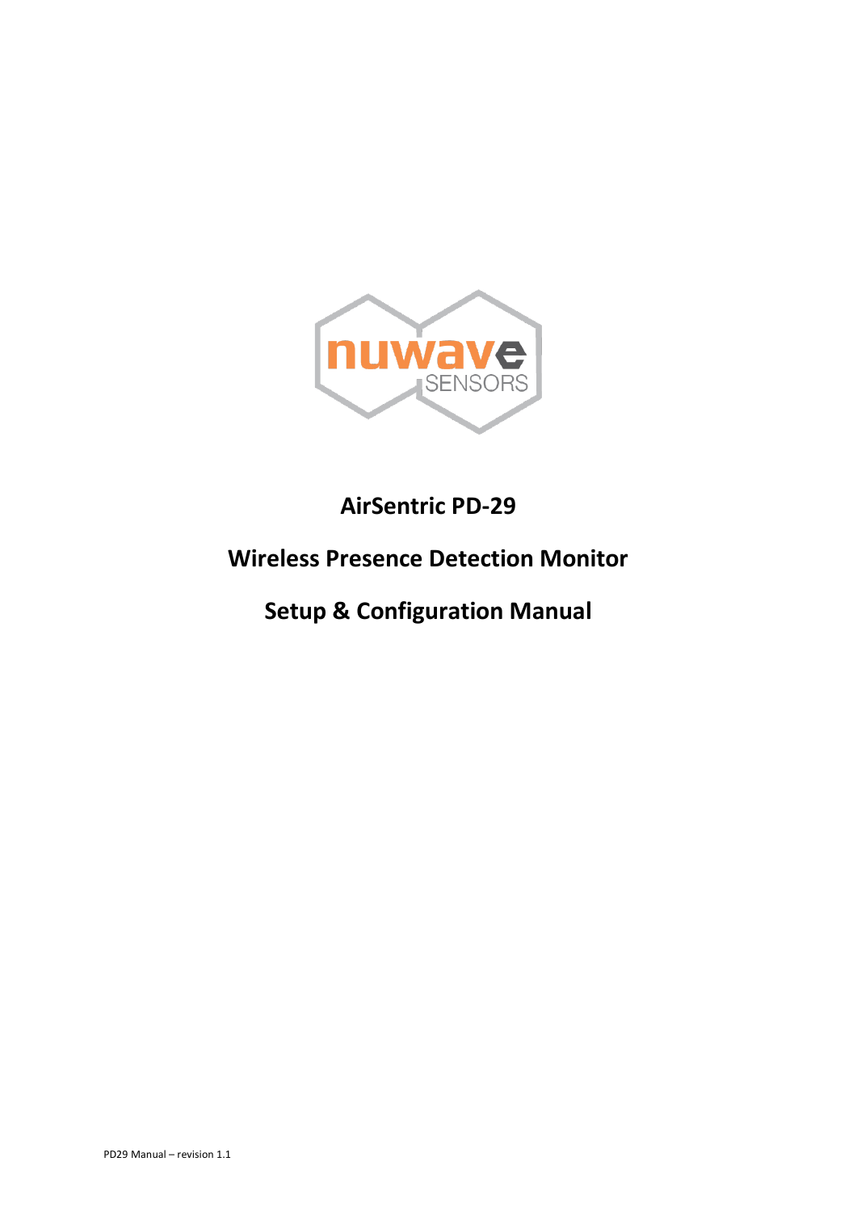nuwave SENSORS

# AirSentric PD-29

# Wireless Presence Detection Monitor

# Setup & Configuration Manual

PD29 Manual – revision 1.1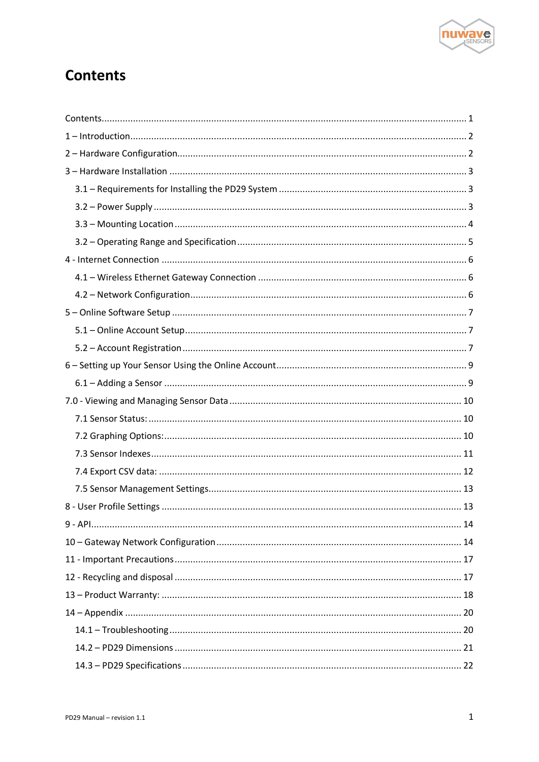# Contents

Contents ... 1
1 – Introduction ... 2
2 – Hardware Configuration ... 2
3 – Hardware Installation ... 3
- 3.1 – Requirements for Installing the PD29 System ... 3
- 3.2 – Power Supply ... 3
- 3.3 – Mounting Location ... 4
- 3.2 – Operating Range and Specification ... 5

4 - Internet Connection ... 6
- 4.1 – Wireless Ethernet Gateway Connection ... 6
- 4.2 – Network Configuration ... 6

5 – Online Software Setup ... 7
- 5.1 – Online Account Setup ... 7
- 5.2 – Account Registration ... 7

6 – Setting up Your Sensor Using the Online Account ... 9
- 6.1 – Adding a Sensor ... 9

7.0 - Viewing and Managing Sensor Data ... 10
- 7.1 Sensor Status: ... 10
- 7.2 Graphing Options: ... 10
- 7.3 Sensor Indexes ... 11
- 7.4 Export CSV data: ... 12
- 7.5 Sensor Management Settings ... 13

8 - User Profile Settings ... 13
9 - API ... 14
10 – Gateway Network Configuration ... 14
11 - Important Precautions ... 17
12 - Recycling and disposal ... 17
13 – Product Warranty: ... 18
14 – Appendix ... 20
- 14.1 – Troubleshooting ... 20
- 14.2 – PD29 Dimensions ... 21
- 14.3 – PD29 Specifications ... 22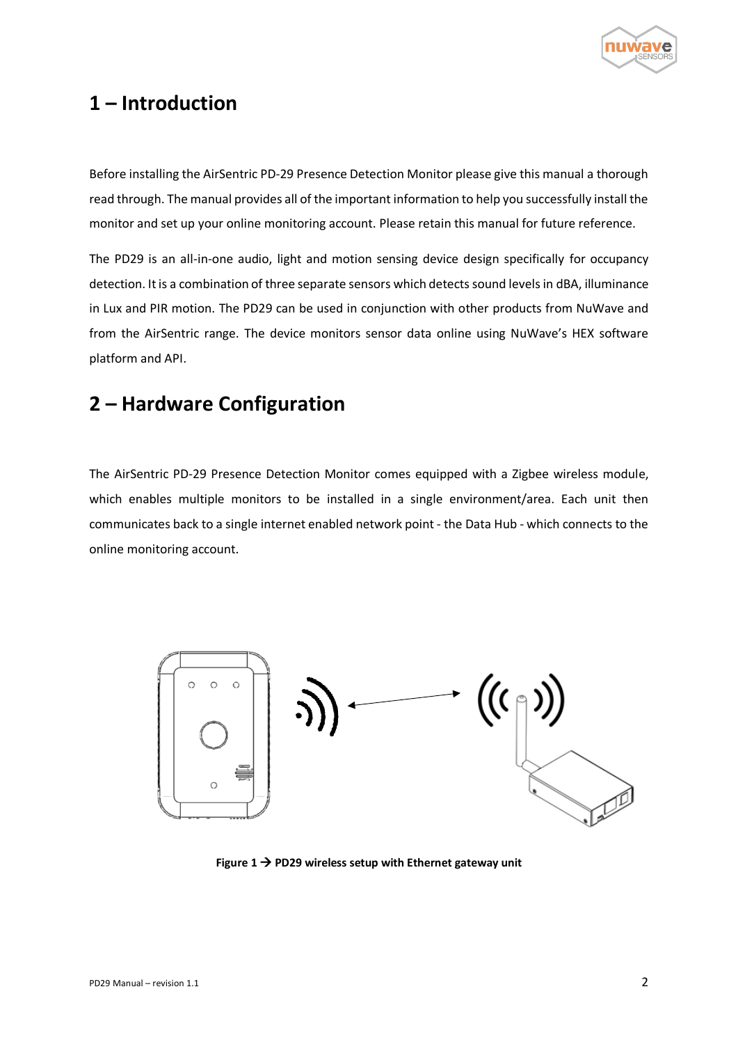# 1 – Introduction

Before installing the AirSentric PD-29 Presence Detection Monitor please give this manual a thorough read through. The manual provides all of the important information to help you successfully install the monitor and set up your online monitoring account. Please retain this manual for future reference.

The PD29 is an all-in-one audio, light and motion sensing device design specifically for occupancy detection. It is a combination of three separate sensors which detects sound levels in dBA, illuminance in Lux and PIR motion. The PD29 can be used in conjunction with other products from NuWave and from the AirSentric range. The device monitors sensor data online using NuWave's HEX software platform and API.

# 2 – Hardware Configuration

The AirSentric PD-29 Presence Detection Monitor comes equipped with a Zigbee wireless module, which enables multiple monitors to be installed in a single environment/area. Each unit then communicates back to a single internet enabled network point - the Data Hub - which connects to the online monitoring account.

**Figure 1 → PD29 wireless setup with Ethernet gateway unit**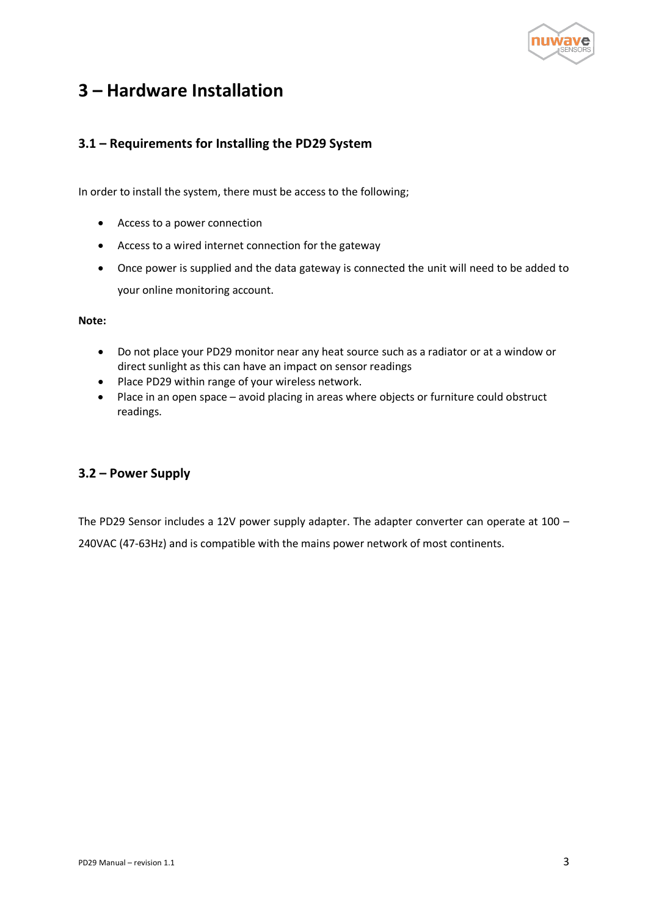# 3 – Hardware Installation

## 3.1 – Requirements for Installing the PD29 System

In order to install the system, there must be access to the following;

- Access to a power connection
- Access to a wired internet connection for the gateway
- Once power is supplied and the data gateway is connected the unit will need to be added to your online monitoring account.

**Note:**

- Do not place your PD29 monitor near any heat source such as a radiator or at a window or direct sunlight as this can have an impact on sensor readings
- Place PD29 within range of your wireless network.
- Place in an open space – avoid placing in areas where objects or furniture could obstruct readings.

## 3.2 – Power Supply

The PD29 Sensor includes a 12V power supply adapter. The adapter converter can operate at 100 – 240VAC (47-63Hz) and is compatible with the mains power network of most continents.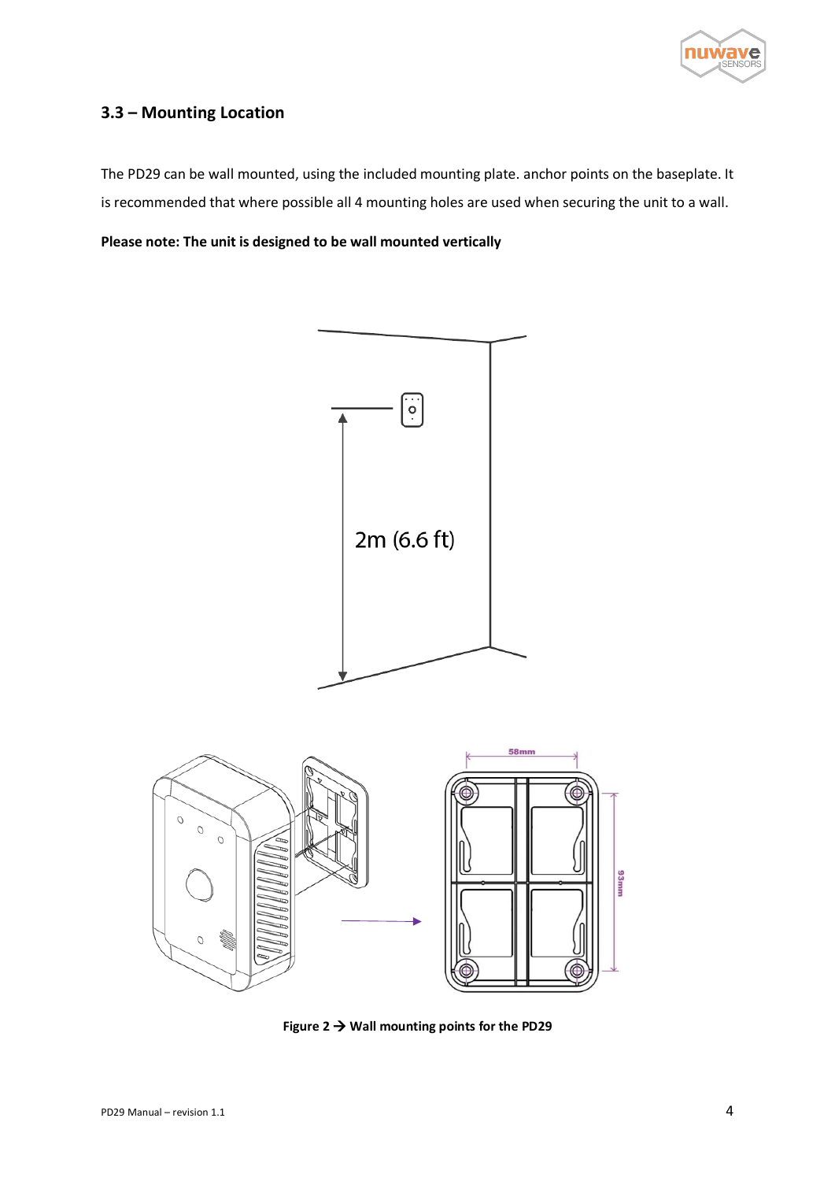### 3.3 – Mounting Location

The PD29 can be wall mounted, using the included mounting plate. anchor points on the baseplate. It is recommended that where possible all 4 mounting holes are used when securing the unit to a wall.

**Please note: The unit is designed to be wall mounted vertically**

2m (6.6 ft)

58mm

93mm

**Figure 2 → Wall mounting points for the PD29**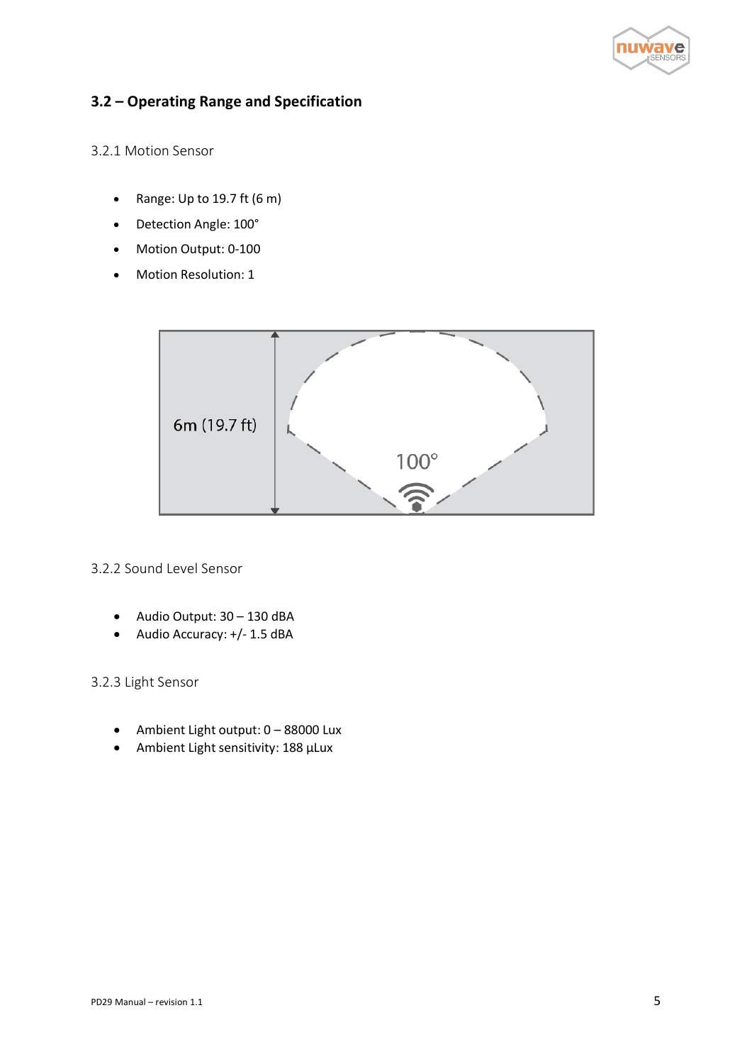## 3.2 – Operating Range and Specification

### 3.2.1 Motion Sensor

- Range: Up to 19.7 ft (6 m)
- Detection Angle: 100°
- Motion Output: 0-100
- Motion Resolution: 1

6m (19.7 ft)

100°

### 3.2.2 Sound Level Sensor

- Audio Output: 30 – 130 dBA
- Audio Accuracy: +/- 1.5 dBA

### 3.2.3 Light Sensor

- Ambient Light output: 0 – 88000 Lux
- Ambient Light sensitivity: 188 µLux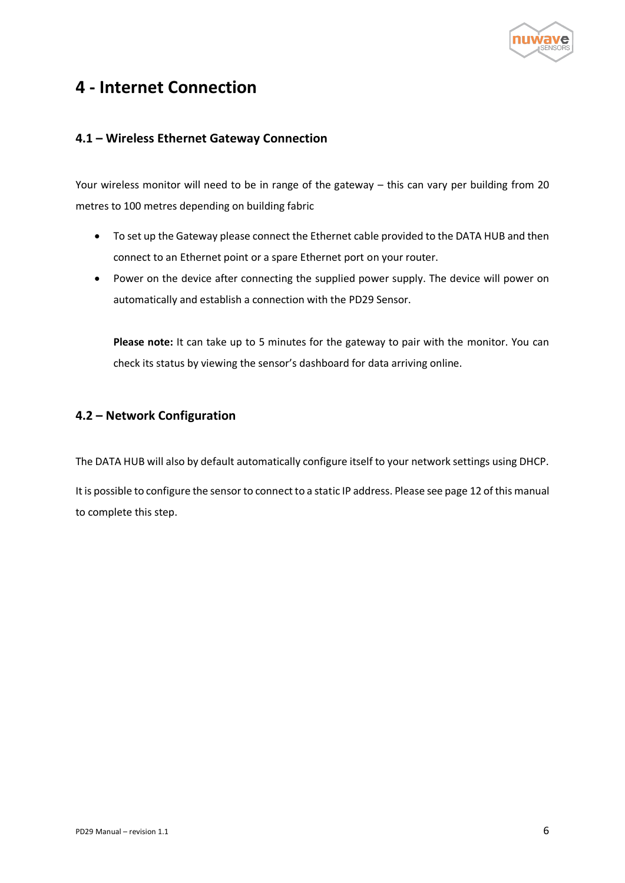# 4 - Internet Connection

## 4.1 – Wireless Ethernet Gateway Connection

Your wireless monitor will need to be in range of the gateway – this can vary per building from 20 metres to 100 metres depending on building fabric

- To set up the Gateway please connect the Ethernet cable provided to the DATA HUB and then connect to an Ethernet point or a spare Ethernet port on your router.
- Power on the device after connecting the supplied power supply. The device will power on automatically and establish a connection with the PD29 Sensor.

  **Please note:** It can take up to 5 minutes for the gateway to pair with the monitor. You can check its status by viewing the sensor's dashboard for data arriving online.

## 4.2 – Network Configuration

The DATA HUB will also by default automatically configure itself to your network settings using DHCP.

It is possible to configure the sensor to connect to a static IP address. Please see page 12 of this manual to complete this step.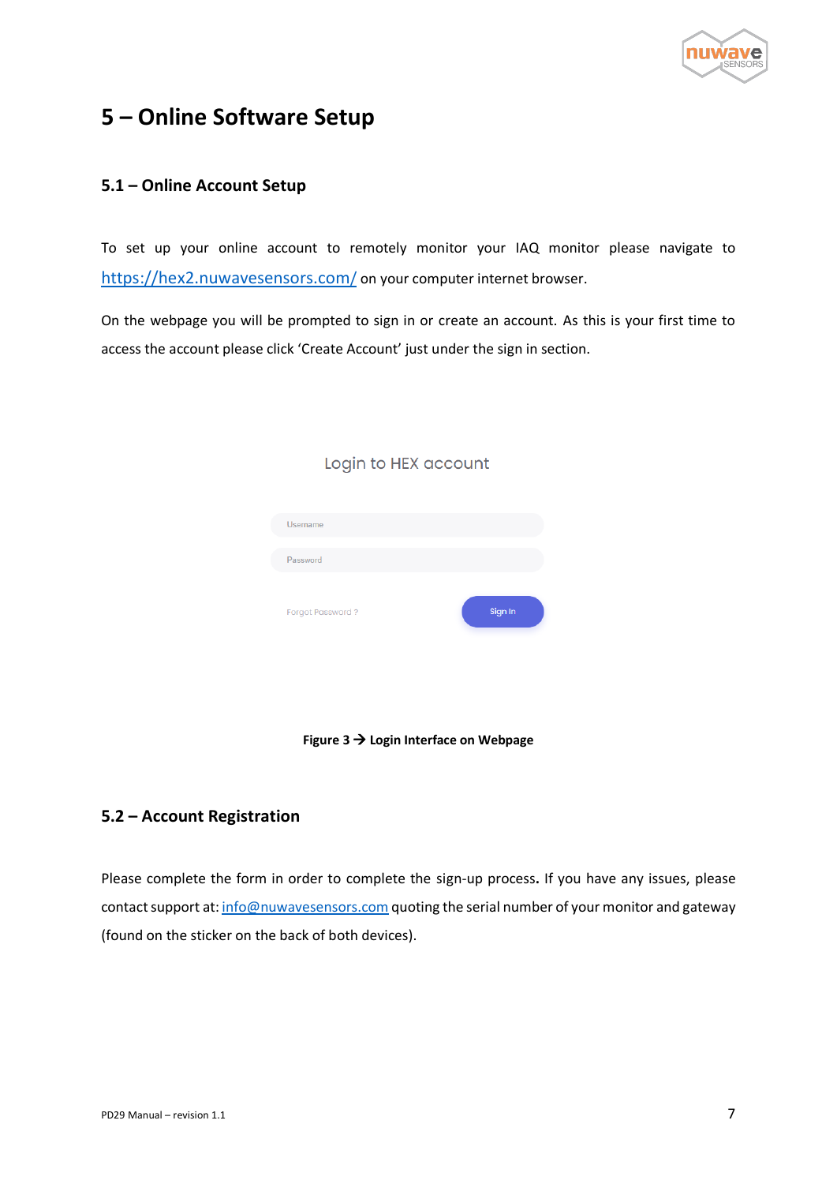# 5 – Online Software Setup

## 5.1 – Online Account Setup

To set up your online account to remotely monitor your IAQ monitor please navigate to https://hex2.nuwavesensors.com/ on your computer internet browser.

On the webpage you will be prompted to sign in or create an account. As this is your first time to access the account please click 'Create Account' just under the sign in section.

Login to HEX account

Username

Password

Forgot Password ?

Sign In

**Figure 3 → Login Interface on Webpage**

## 5.2 – Account Registration

Please complete the form in order to complete the sign-up process. If you have any issues, please contact support at: info@nuwavesensors.com quoting the serial number of your monitor and gateway (found on the sticker on the back of both devices).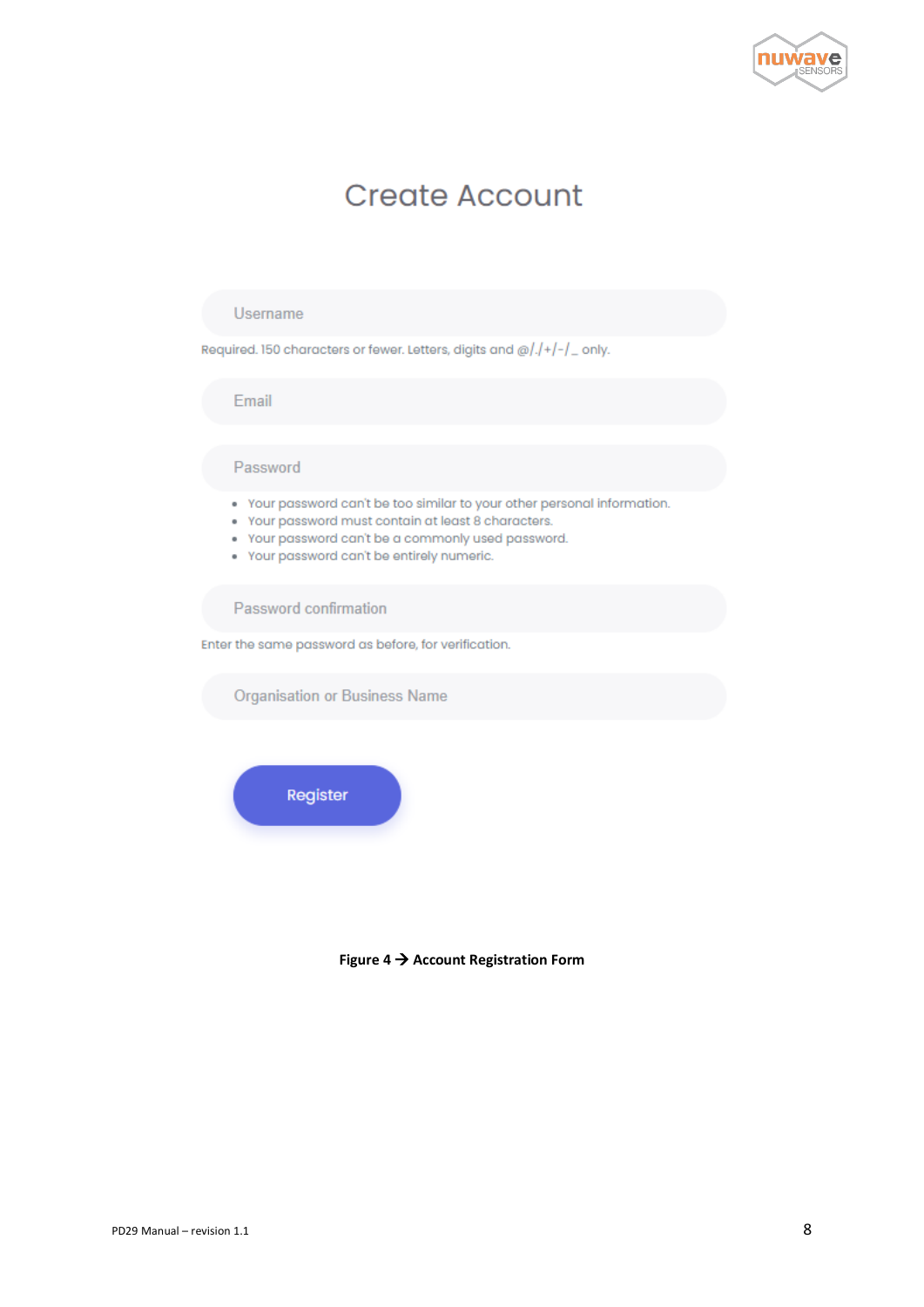# Create Account

Username

Required. 150 characters or fewer. Letters, digits and @/./+/-/_ only.

Email

Password

- Your password can't be too similar to your other personal information.
- Your password must contain at least 8 characters.
- Your password can't be a commonly used password.
- Your password can't be entirely numeric.

Password confirmation

Enter the same password as before, for verification.

Organisation or Business Name

Register

**Figure 4 → Account Registration Form**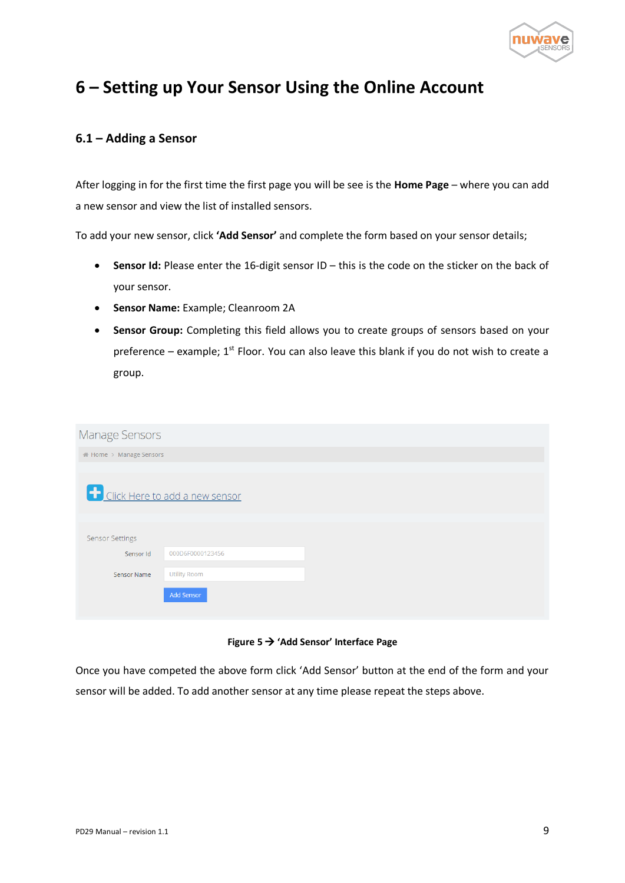# 6 – Setting up Your Sensor Using the Online Account

## 6.1 – Adding a Sensor

After logging in for the first time the first page you will be see is the **Home Page** – where you can add a new sensor and view the list of installed sensors.

To add your new sensor, click **'Add Sensor'** and complete the form based on your sensor details;

- **Sensor Id:** Please enter the 16-digit sensor ID – this is the code on the sticker on the back of your sensor.
- **Sensor Name:** Example; Cleanroom 2A
- **Sensor Group:** Completing this field allows you to create groups of sensors based on your preference – example; 1st Floor. You can also leave this blank if you do not wish to create a group.

Manage Sensors

Home > Manage Sensors

Click Here to add a new sensor

Sensor Settings

Sensor Id: 000D6F0000123456

Sensor Name: Utility Room

Add Sensor

**Figure 5 → 'Add Sensor' Interface Page**

Once you have competed the above form click 'Add Sensor' button at the end of the form and your sensor will be added. To add another sensor at any time please repeat the steps above.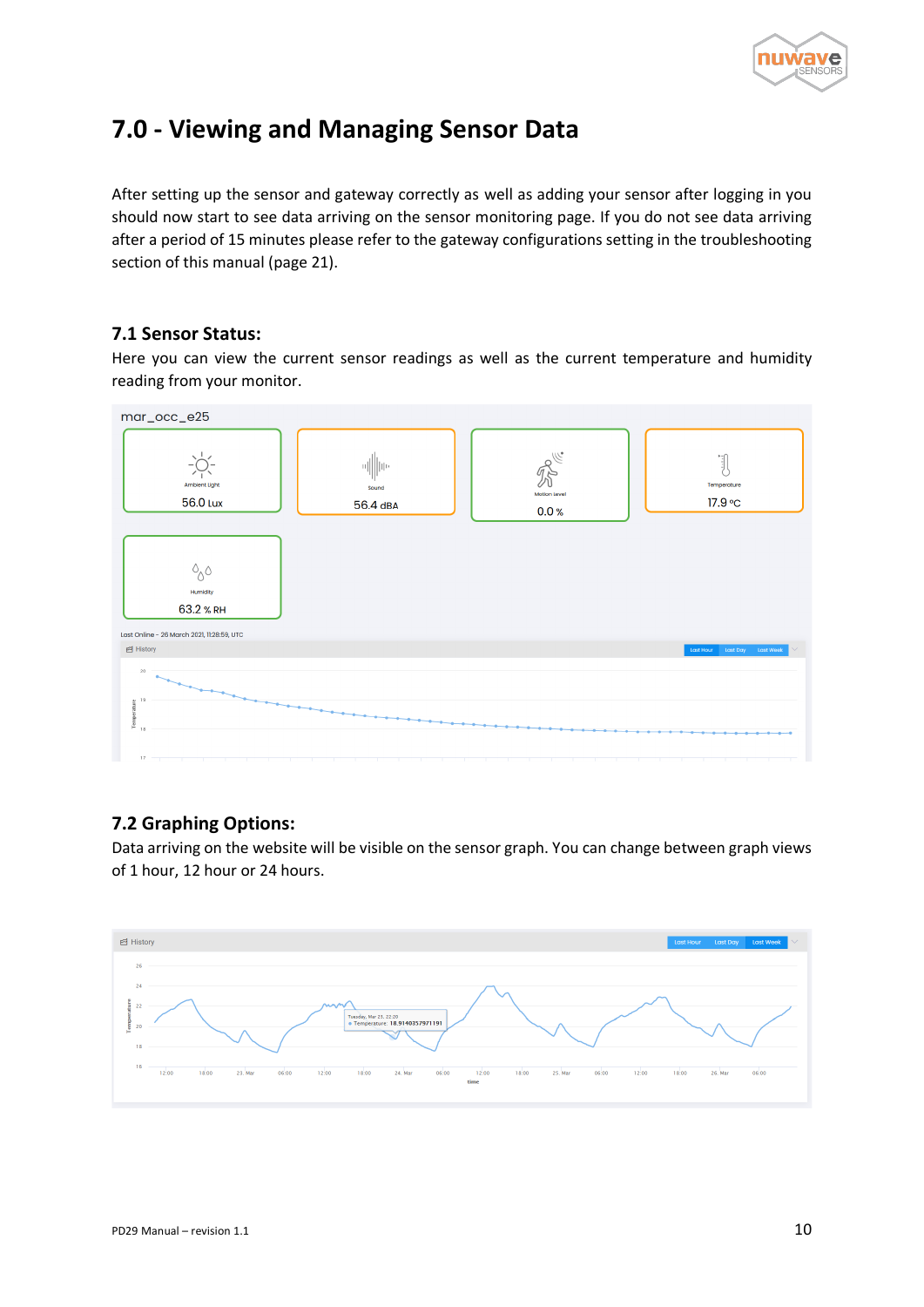# 7.0 - Viewing and Managing Sensor Data

After setting up the sensor and gateway correctly as well as adding your sensor after logging in you should now start to see data arriving on the sensor monitoring page. If you do not see data arriving after a period of 15 minutes please refer to the gateway configurations setting in the troubleshooting section of this manual (page 21).

## 7.1 Sensor Status:

Here you can view the current sensor readings as well as the current temperature and humidity reading from your monitor.

## 7.2 Graphing Options:

Data arriving on the website will be visible on the sensor graph. You can change between graph views of 1 hour, 12 hour or 24 hours.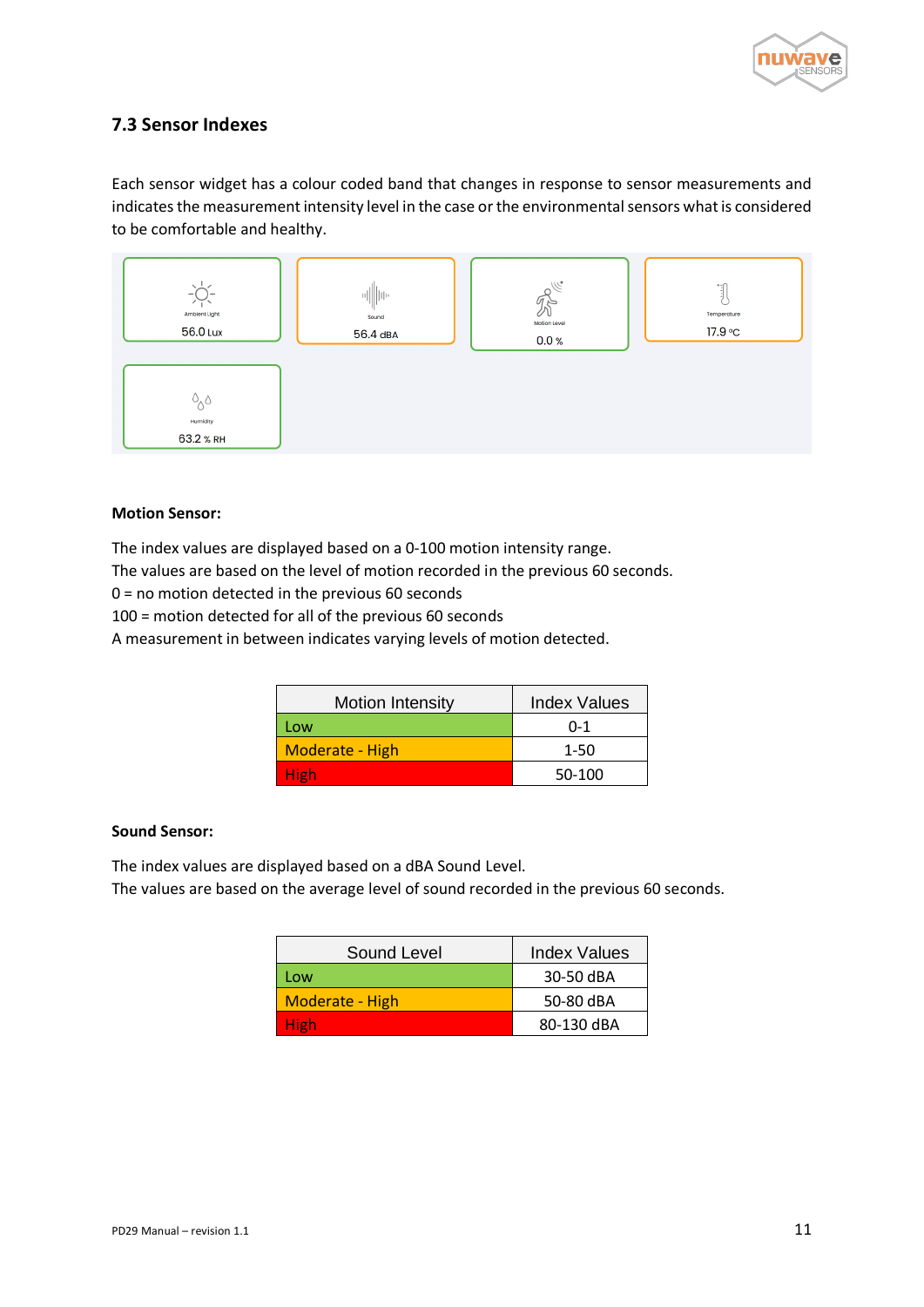## 7.3 Sensor Indexes

Each sensor widget has a colour coded band that changes in response to sensor measurements and indicates the measurement intensity level in the case or the environmental sensors what is considered to be comfortable and healthy.

Ambient Light
56.0 Lux

Sound
56.4 dBA

Motion Level
0.0 %

Temperature
17.9 °C

Humidity
63.2 % RH

**Motion Sensor:**

The index values are displayed based on a 0-100 motion intensity range.
The values are based on the level of motion recorded in the previous 60 seconds.
0 = no motion detected in the previous 60 seconds
100 = motion detected for all of the previous 60 seconds
A measurement in between indicates varying levels of motion detected.

| Motion Intensity | Index Values |
| --- | --- |
| Low | 0-1 |
| Moderate - High | 1-50 |
| High | 50-100 |

**Sound Sensor:**

The index values are displayed based on a dBA Sound Level.
The values are based on the average level of sound recorded in the previous 60 seconds.

| Sound Level | Index Values |
| --- | --- |
| Low | 30-50 dBA |
| Moderate - High | 50-80 dBA |
| High | 80-130 dBA |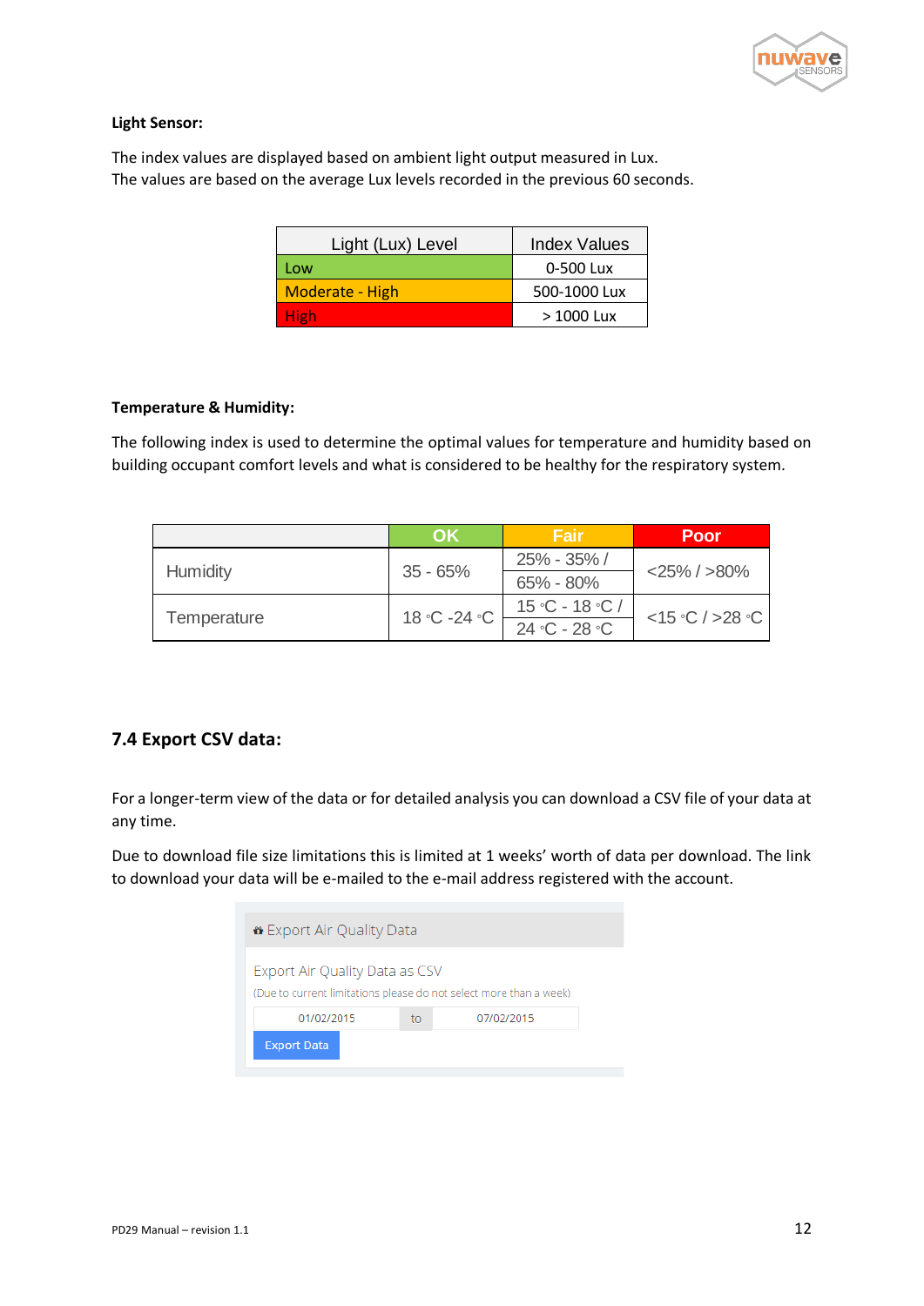**Light Sensor:**

The index values are displayed based on ambient light output measured in Lux.
The values are based on the average Lux levels recorded in the previous 60 seconds.

| Light (Lux) Level | Index Values |
|---|---|
| Low | 0-500 Lux |
| Moderate - High | 500-1000 Lux |
| High | > 1000 Lux |

**Temperature & Humidity:**

The following index is used to determine the optimal values for temperature and humidity based on building occupant comfort levels and what is considered to be healthy for the respiratory system.

| | OK | Fair | Poor |
|---|---|---|---|
| Humidity | 35 - 65% | 25% - 35% / 65% - 80% | <25% / >80% |
| Temperature | 18 °C -24 °C | 15 °C - 18 °C / 24 °C - 28 °C | <15 °C / >28 °C |

## 7.4 Export CSV data:

For a longer-term view of the data or for detailed analysis you can download a CSV file of your data at any time.

Due to download file size limitations this is limited at 1 weeks' worth of data per download. The link to download your data will be e-mailed to the e-mail address registered with the account.

Export Air Quality Data

Export Air Quality Data as CSV

(Due to current limitations please do not select more than a week)

01/02/2015 to 07/02/2015

Export Data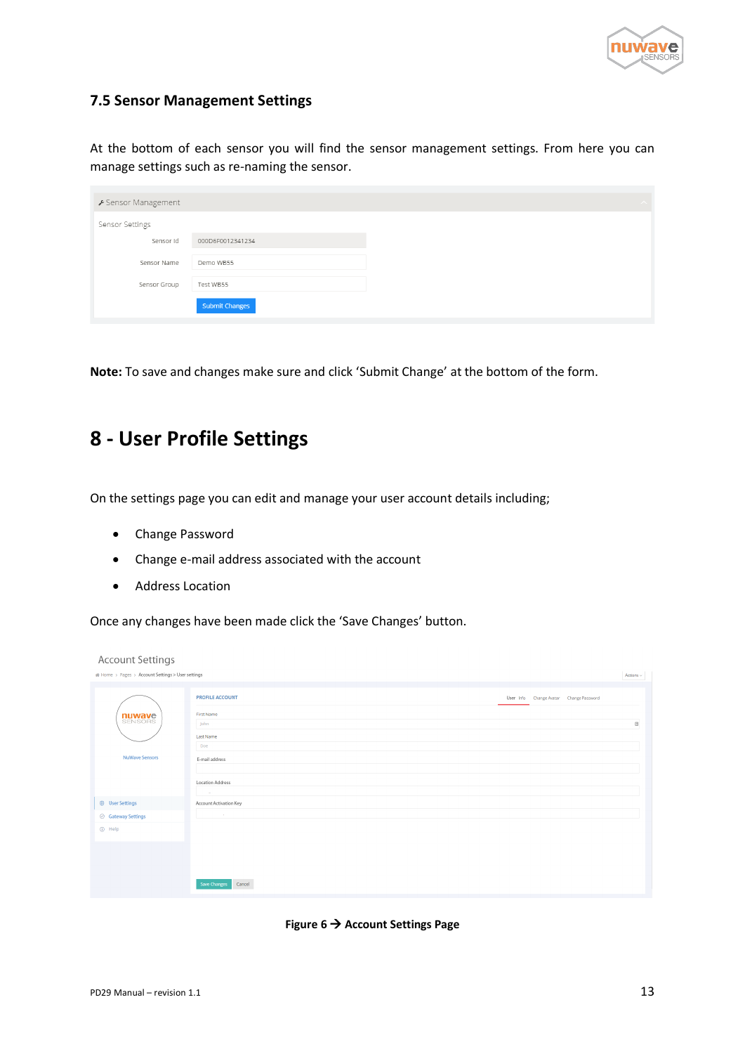## 7.5 Sensor Management Settings

At the bottom of each sensor you will find the sensor management settings. From here you can manage settings such as re-naming the sensor.

**Note:** To save and changes make sure and click 'Submit Change' at the bottom of the form.

# 8 - User Profile Settings

On the settings page you can edit and manage your user account details including;

- Change Password
- Change e-mail address associated with the account
- Address Location

Once any changes have been made click the 'Save Changes' button.

**Figure 6 → Account Settings Page**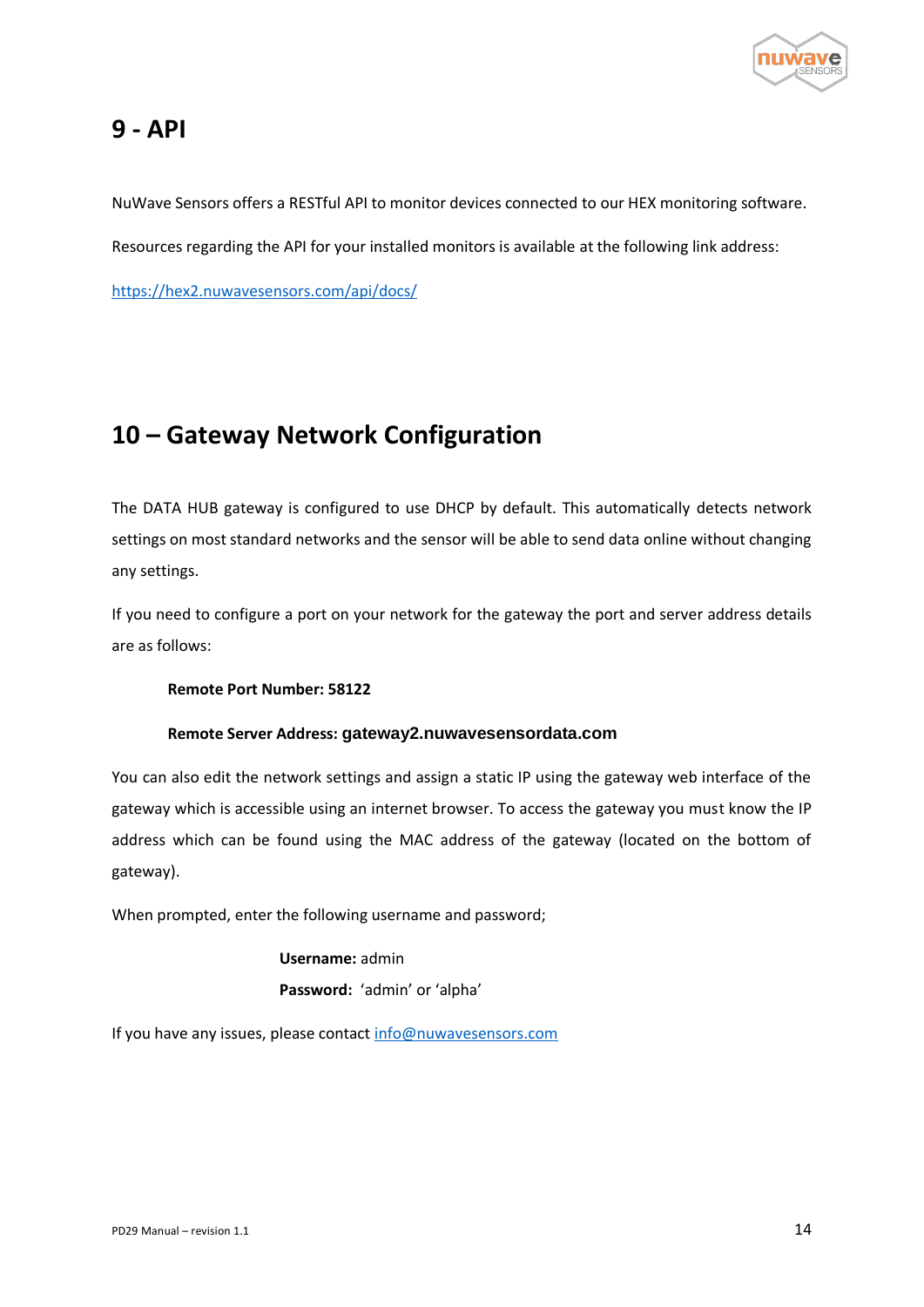# 9 - API

NuWave Sensors offers a RESTful API to monitor devices connected to our HEX monitoring software.

Resources regarding the API for your installed monitors is available at the following link address:

[https://hex2.nuwavesensors.com/api/docs/](https://hex2.nuwavesensors.com/api/docs/)

# 10 – Gateway Network Configuration

The DATA HUB gateway is configured to use DHCP by default. This automatically detects network settings on most standard networks and the sensor will be able to send data online without changing any settings.

If you need to configure a port on your network for the gateway the port and server address details are as follows:

**Remote Port Number: 58122**

**Remote Server Address: gateway2.nuwavesensordata.com**

You can also edit the network settings and assign a static IP using the gateway web interface of the gateway which is accessible using an internet browser. To access the gateway you must know the IP address which can be found using the MAC address of the gateway (located on the bottom of gateway).

When prompted, enter the following username and password;

**Username:** admin

**Password:** 'admin' or 'alpha'

If you have any issues, please contact [info@nuwavesensors.com](mailto:info@nuwavesensors.com)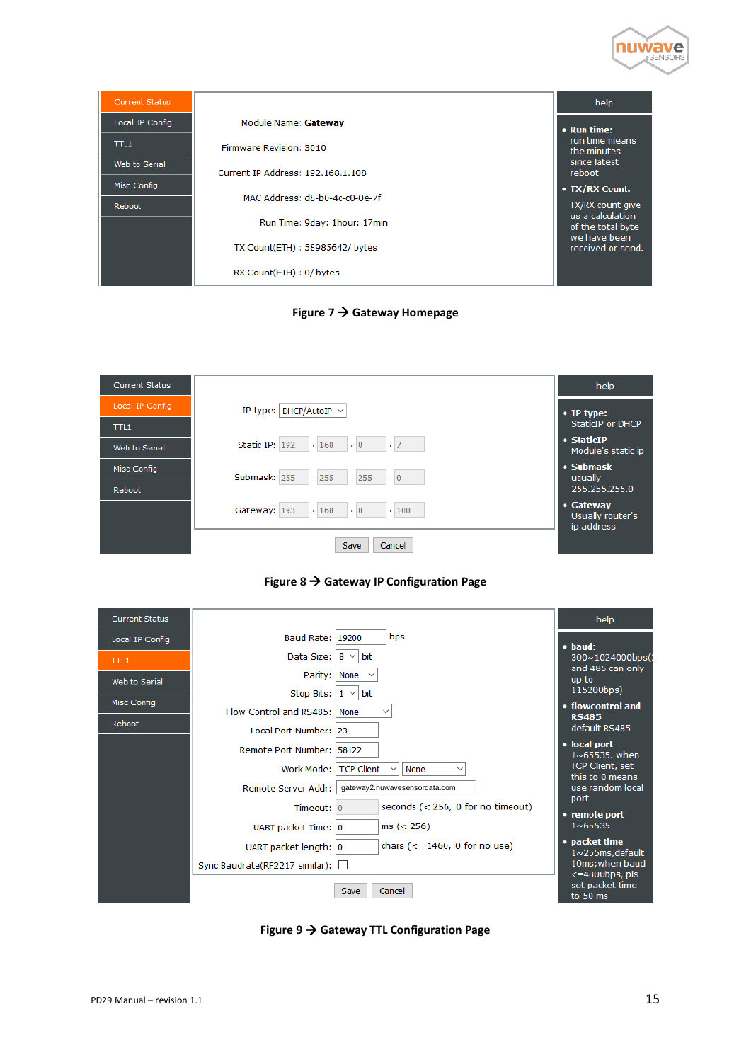| Current Status |
|---|
| Local IP Config |
| TTL1 |
| Web to Serial |
| Misc Config |
| Reboot |

Module Name: **Gateway**

Firmware Revision: 3010

Current IP Address: 192.168.1.108

MAC Address: d8-b0-4c-c0-0e-7f

Run Time: 9day: 1hour: 17min

TX Count(ETH) : 58985642/ bytes

RX Count(ETH) : 0/ bytes

**help**

- **Run time:** run time means the minutes since latest reboot
- **TX/RX Count:** TX/RX count give us a calculation of the total byte we have been received or send.

**Figure 7 → Gateway Homepage**

| Current Status |
|---|
| Local IP Config |
| TTL1 |
| Web to Serial |
| Misc Config |
| Reboot |

IP type: DHCP/AutoIP

Static IP: 192 . 168 . 0 . 7

Submask: 255 . 255 . 255 . 0

Gateway: 193 . 168 . 0 . 100

Save Cancel

**help**

- **IP type:** StaticIP or DHCP
- **StaticIP** Module's static ip
- **Submask** usually 255.255.255.0
- **Gateway** Usually router's ip address

**Figure 8 → Gateway IP Configuration Page**

| Current Status |
|---|
| Local IP Config |
| TTL1 |
| Web to Serial |
| Misc Config |
| Reboot |

| Setting | Value |
|---|---|
| Baud Rate: | 19200 bps |
| Data Size: | 8 bit |
| Parity: | None |
| Stop Bits: | 1 bit |
| Flow Control and RS485: | None |
| Local Port Number: | 23 |
| Remote Port Number: | 58122 |
| Work Mode: | TCP Client / None |
| Remote Server Addr: | gateway2.nuwavesensordata.com |
| Timeout: | 0 seconds (< 256, 0 for no timeout) |
| UART packet Time: | 0 ms (< 256) |
| UART packet length: | 0 chars (<= 1460, 0 for no use) |
| Sync Baudrate(RF2217 similar): | ☐ |

Save Cancel

**help**

- **baud:** 300~1024000bps( and 485 can only up to 115200bps)
- **flowcontrol and RS485** default RS485
- **local port** 1~65535. when TCP Client, set this to 0 means use random local port
- **remote port** 1~65535
- **packet time** 1~255ms,default 10ms;when baud <=4800bps, pls set packet time to 50 ms

**Figure 9 → Gateway TTL Configuration Page**

PD29 Manual – revision 1.1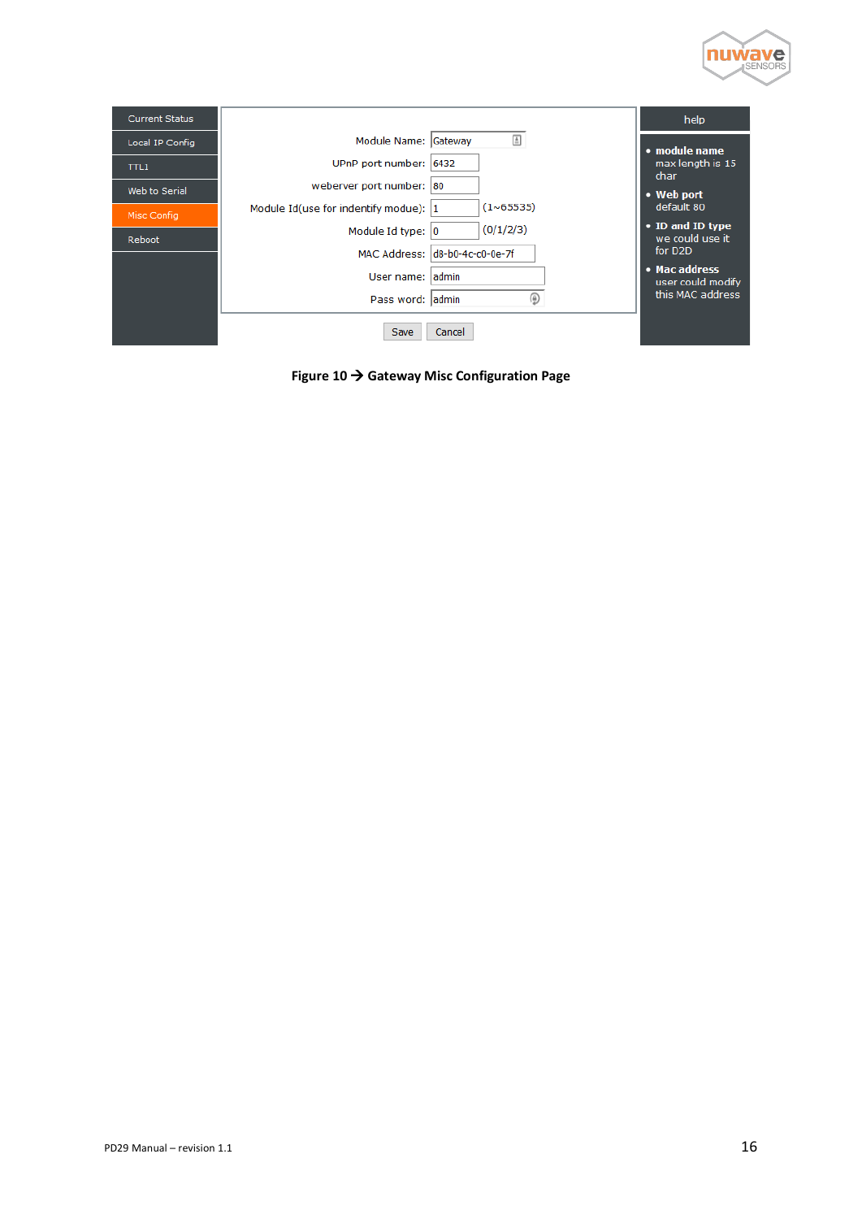| Current Status |
|---|
| Local IP Config |
| TTL1 |
| Web to Serial |
| Misc Config |
| Reboot |

| | | |
|---|---|---|
| Module Name: | Gateway | |
| UPnP port number: | 6432 | |
| weberver port number: | 80 | |
| Module Id(use for indentify modue): | 1 | (1~65535) |
| Module Id type: | 0 | (0/1/2/3) |
| MAC Address: | d8-b0-4c-c0-0e-7f | |
| User name: | admin | |
| Pass word: | admin | |

Save Cancel

**help**

- **module name**
  max length is 15 char
- **Web port**
  default 80
- **ID and ID type**
  we could use it for D2D
- **Mac address**
  user could modify this MAC address

**Figure 10 → Gateway Misc Configuration Page**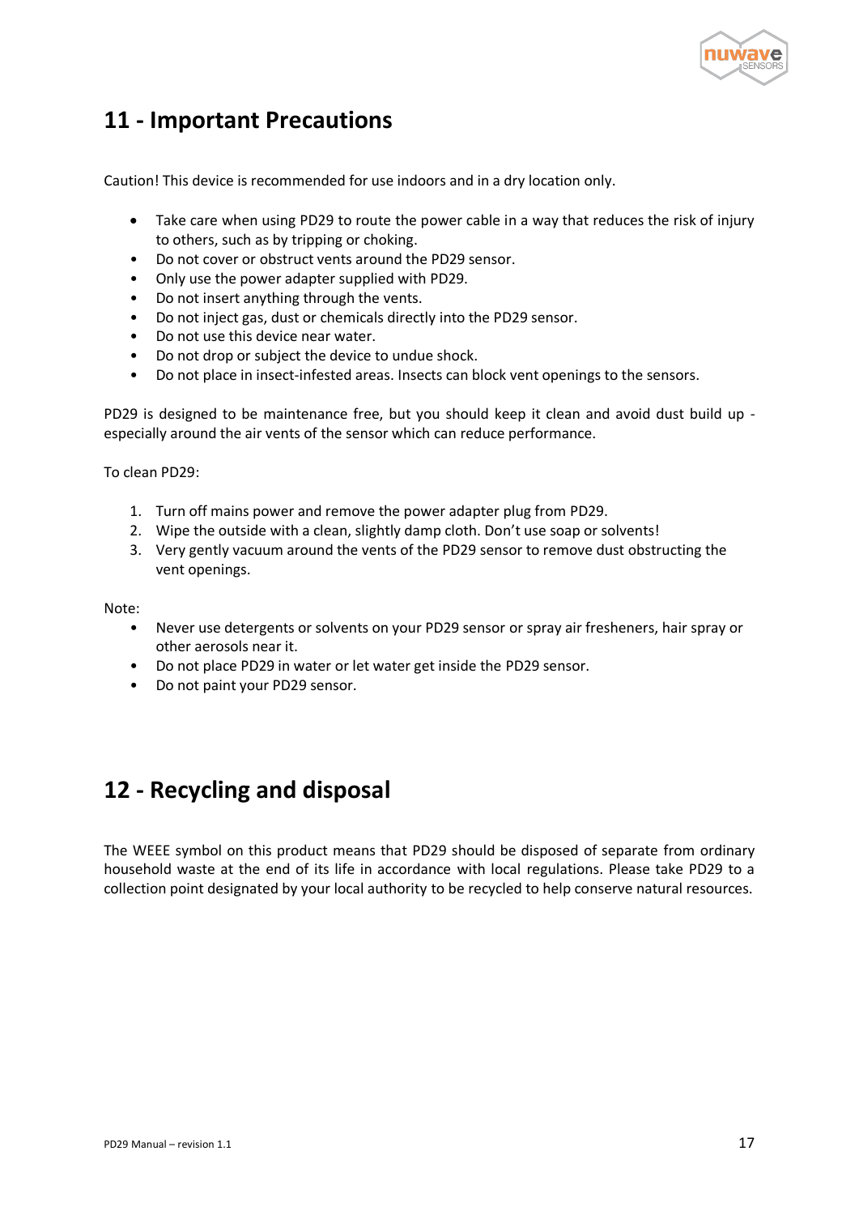## 11 - Important Precautions

Caution! This device is recommended for use indoors and in a dry location only.

- Take care when using PD29 to route the power cable in a way that reduces the risk of injury to others, such as by tripping or choking.
- Do not cover or obstruct vents around the PD29 sensor.
- Only use the power adapter supplied with PD29.
- Do not insert anything through the vents.
- Do not inject gas, dust or chemicals directly into the PD29 sensor.
- Do not use this device near water.
- Do not drop or subject the device to undue shock.
- Do not place in insect-infested areas. Insects can block vent openings to the sensors.

PD29 is designed to be maintenance free, but you should keep it clean and avoid dust build up - especially around the air vents of the sensor which can reduce performance.

To clean PD29:

1. Turn off mains power and remove the power adapter plug from PD29.
2. Wipe the outside with a clean, slightly damp cloth. Don't use soap or solvents!
3. Very gently vacuum around the vents of the PD29 sensor to remove dust obstructing the vent openings.

Note:

- Never use detergents or solvents on your PD29 sensor or spray air fresheners, hair spray or other aerosols near it.
- Do not place PD29 in water or let water get inside the PD29 sensor.
- Do not paint your PD29 sensor.

## 12 - Recycling and disposal

The WEEE symbol on this product means that PD29 should be disposed of separate from ordinary household waste at the end of its life in accordance with local regulations. Please take PD29 to a collection point designated by your local authority to be recycled to help conserve natural resources.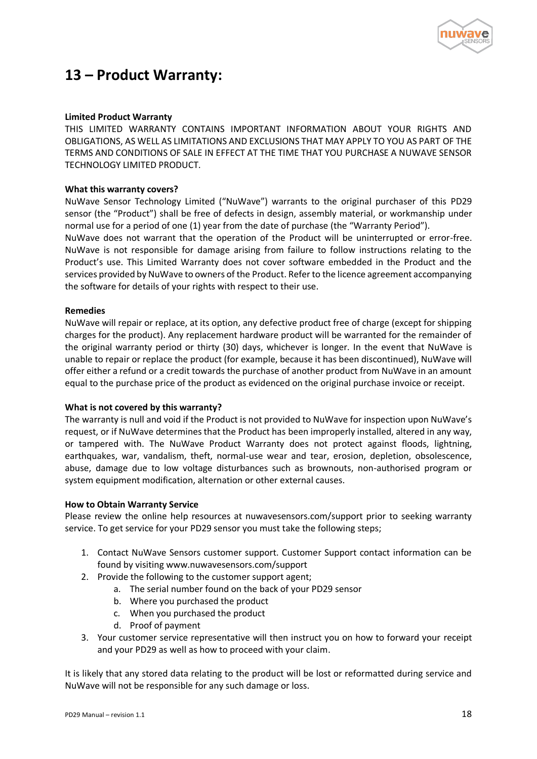# 13 – Product Warranty:

**Limited Product Warranty**

THIS LIMITED WARRANTY CONTAINS IMPORTANT INFORMATION ABOUT YOUR RIGHTS AND OBLIGATIONS, AS WELL AS LIMITATIONS AND EXCLUSIONS THAT MAY APPLY TO YOU AS PART OF THE TERMS AND CONDITIONS OF SALE IN EFFECT AT THE TIME THAT YOU PURCHASE A NUWAVE SENSOR TECHNOLOGY LIMITED PRODUCT.

**What this warranty covers?**

NuWave Sensor Technology Limited ("NuWave") warrants to the original purchaser of this PD29 sensor (the "Product") shall be free of defects in design, assembly material, or workmanship under normal use for a period of one (1) year from the date of purchase (the "Warranty Period").

NuWave does not warrant that the operation of the Product will be uninterrupted or error-free. NuWave is not responsible for damage arising from failure to follow instructions relating to the Product's use. This Limited Warranty does not cover software embedded in the Product and the services provided by NuWave to owners of the Product. Refer to the licence agreement accompanying the software for details of your rights with respect to their use.

**Remedies**

NuWave will repair or replace, at its option, any defective product free of charge (except for shipping charges for the product). Any replacement hardware product will be warranted for the remainder of the original warranty period or thirty (30) days, whichever is longer. In the event that NuWave is unable to repair or replace the product (for example, because it has been discontinued), NuWave will offer either a refund or a credit towards the purchase of another product from NuWave in an amount equal to the purchase price of the product as evidenced on the original purchase invoice or receipt.

**What is not covered by this warranty?**

The warranty is null and void if the Product is not provided to NuWave for inspection upon NuWave's request, or if NuWave determines that the Product has been improperly installed, altered in any way, or tampered with. The NuWave Product Warranty does not protect against floods, lightning, earthquakes, war, vandalism, theft, normal-use wear and tear, erosion, depletion, obsolescence, abuse, damage due to low voltage disturbances such as brownouts, non-authorised program or system equipment modification, alternation or other external causes.

**How to Obtain Warranty Service**

Please review the online help resources at nuwavesensors.com/support prior to seeking warranty service. To get service for your PD29 sensor you must take the following steps;

1. Contact NuWave Sensors customer support. Customer Support contact information can be found by visiting www.nuwavesensors.com/support
2. Provide the following to the customer support agent;
   a. The serial number found on the back of your PD29 sensor
   b. Where you purchased the product
   c. When you purchased the product
   d. Proof of payment
3. Your customer service representative will then instruct you on how to forward your receipt and your PD29 as well as how to proceed with your claim.

It is likely that any stored data relating to the product will be lost or reformatted during service and NuWave will not be responsible for any such damage or loss.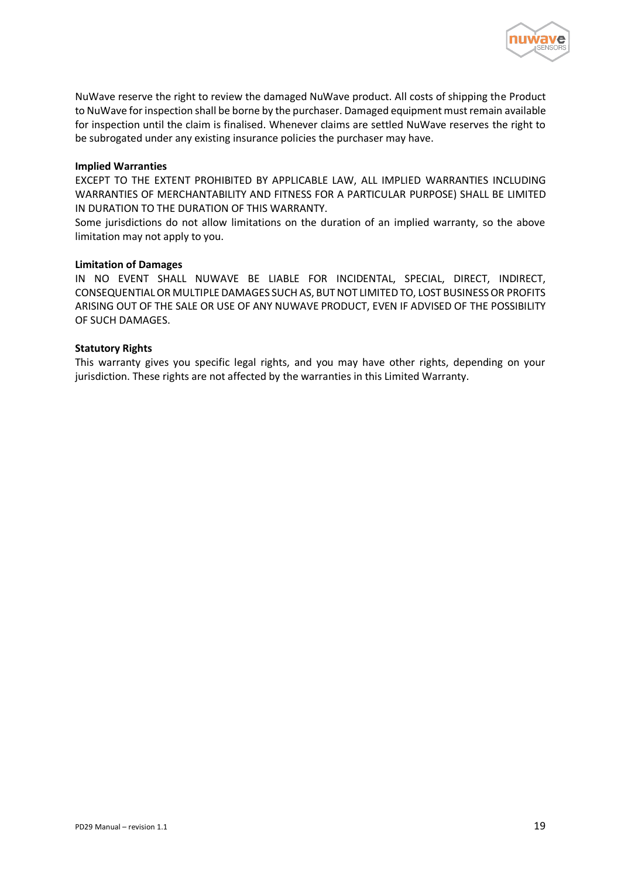NuWave reserve the right to review the damaged NuWave product. All costs of shipping the Product to NuWave for inspection shall be borne by the purchaser. Damaged equipment must remain available for inspection until the claim is finalised. Whenever claims are settled NuWave reserves the right to be subrogated under any existing insurance policies the purchaser may have.

**Implied Warranties**

EXCEPT TO THE EXTENT PROHIBITED BY APPLICABLE LAW, ALL IMPLIED WARRANTIES INCLUDING WARRANTIES OF MERCHANTABILITY AND FITNESS FOR A PARTICULAR PURPOSE) SHALL BE LIMITED IN DURATION TO THE DURATION OF THIS WARRANTY.

Some jurisdictions do not allow limitations on the duration of an implied warranty, so the above limitation may not apply to you.

**Limitation of Damages**

IN NO EVENT SHALL NUWAVE BE LIABLE FOR INCIDENTAL, SPECIAL, DIRECT, INDIRECT, CONSEQUENTIAL OR MULTIPLE DAMAGES SUCH AS, BUT NOT LIMITED TO, LOST BUSINESS OR PROFITS ARISING OUT OF THE SALE OR USE OF ANY NUWAVE PRODUCT, EVEN IF ADVISED OF THE POSSIBILITY OF SUCH DAMAGES.

**Statutory Rights**

This warranty gives you specific legal rights, and you may have other rights, depending on your jurisdiction. These rights are not affected by the warranties in this Limited Warranty.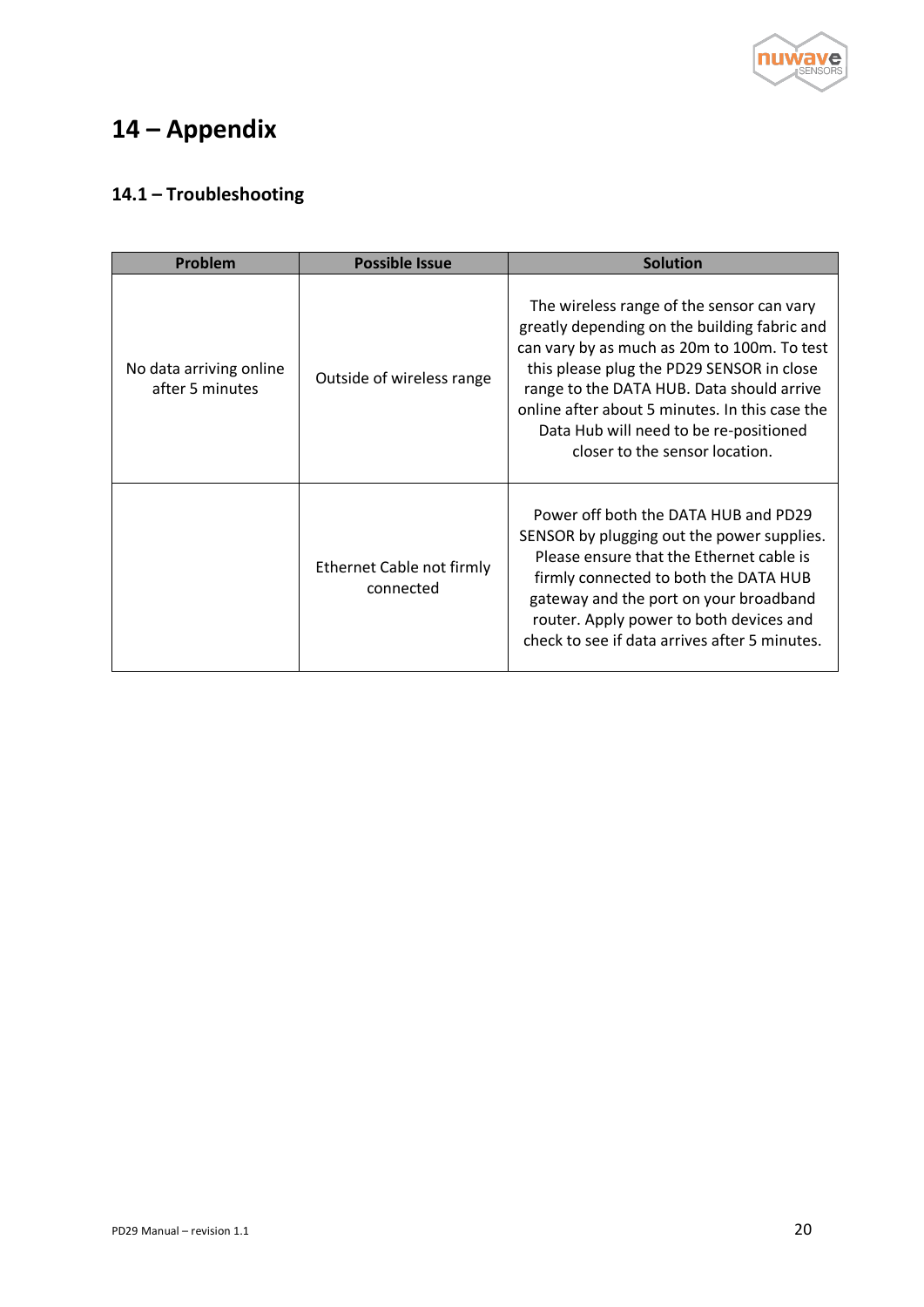# 14 – Appendix

## 14.1 – Troubleshooting

| Problem | Possible Issue | Solution |
|---|---|---|
| No data arriving online after 5 minutes | Outside of wireless range | The wireless range of the sensor can vary greatly depending on the building fabric and can vary by as much as 20m to 100m. To test this please plug the PD29 SENSOR in close range to the DATA HUB. Data should arrive online after about 5 minutes. In this case the Data Hub will need to be re-positioned closer to the sensor location. |
| | Ethernet Cable not firmly connected | Power off both the DATA HUB and PD29 SENSOR by plugging out the power supplies. Please ensure that the Ethernet cable is firmly connected to both the DATA HUB gateway and the port on your broadband router. Apply power to both devices and check to see if data arrives after 5 minutes. |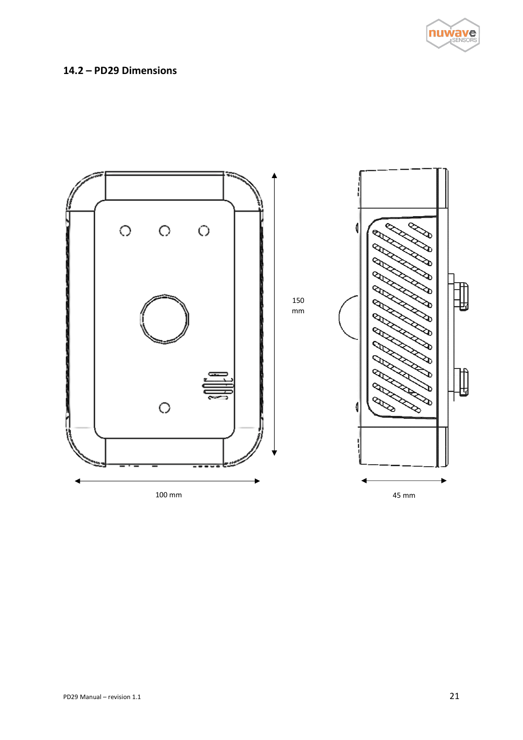## 14.2 – PD29 Dimensions

150 mm

100 mm

45 mm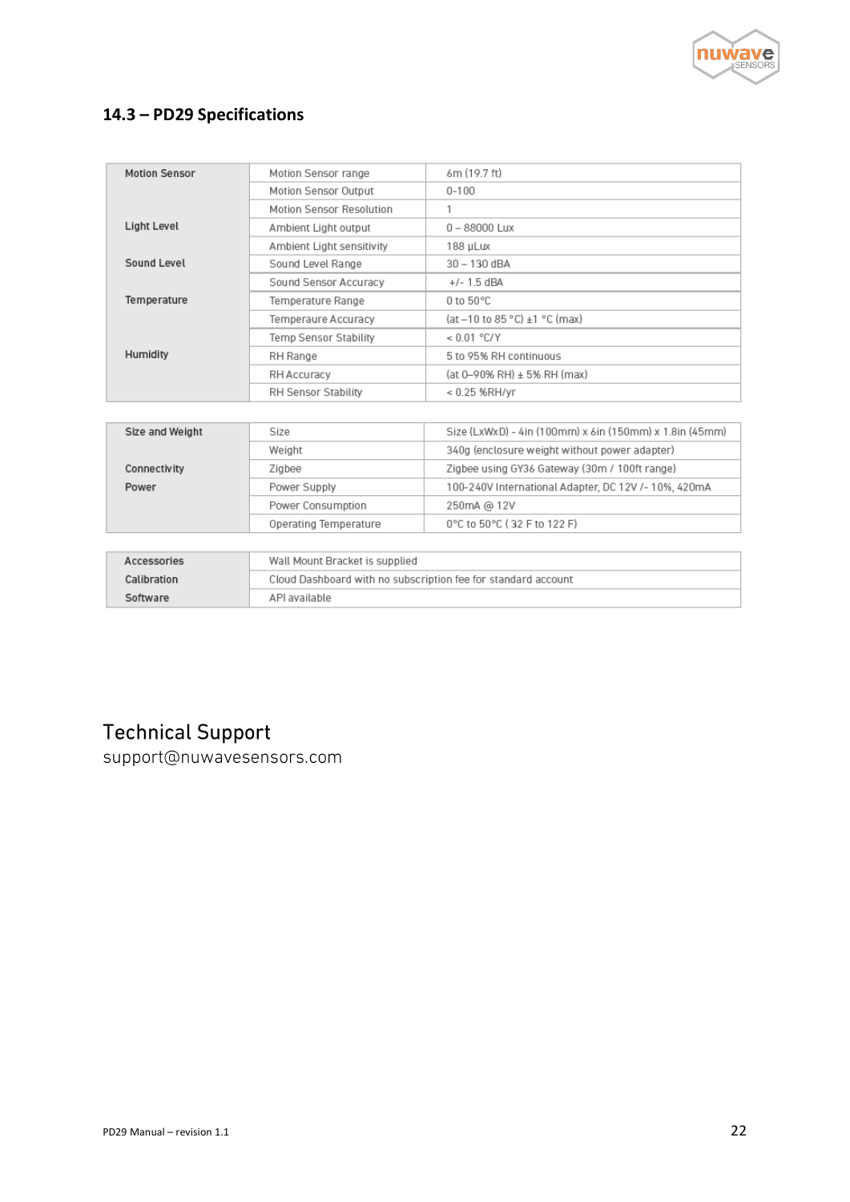### 14.3 – PD29 Specifications

| | | |
|---|---|---|
| Motion Sensor | Motion Sensor range | 6m (19.7 ft) |
| | Motion Sensor Output | 0-100 |
| | Motion Sensor Resolution | 1 |
| Light Level | Ambient Light output | 0 – 88000 Lux |
| | Ambient Light sensitivity | 188 µLux |
| Sound Level | Sound Level Range | 30 – 130 dBA |
| | Sound Sensor Accuracy | +/- 1.5 dBA |
| Temperature | Temperature Range | 0 to 50°C |
| | Temperaure Accuracy | (at –10 to 85 °C) ±1 °C (max) |
| | Temp Sensor Stability | < 0.01 °C/Y |
| Humidity | RH Range | 5 to 95% RH continuous |
| | RH Accuracy | (at 0–90% RH) ± 5% RH (max) |
| | RH Sensor Stability | < 0.25 %RH/yr |

| | | |
|---|---|---|
| Size and Weight | Size | Size (LxWxD) - 4in (100mm) x 6in (150mm) x 1.8in (45mm) |
| | Weight | 340g (enclosure weight without power adapter) |
| Connectivity | Zigbee | Zigbee using GY36 Gateway (30m / 100ft range) |
| Power | Power Supply | 100-240V International Adapter, DC 12V /- 10%, 420mA |
| | Power Consumption | 250mA @ 12V |
| | Operating Temperature | 0°C to 50°C ( 32 F to 122 F) |

| | |
|---|---|
| Accessories | Wall Mount Bracket is supplied |
| Calibration | Cloud Dashboard with no subscription fee for standard account |
| Software | API available |

## Technical Support

support@nuwavesensors.com